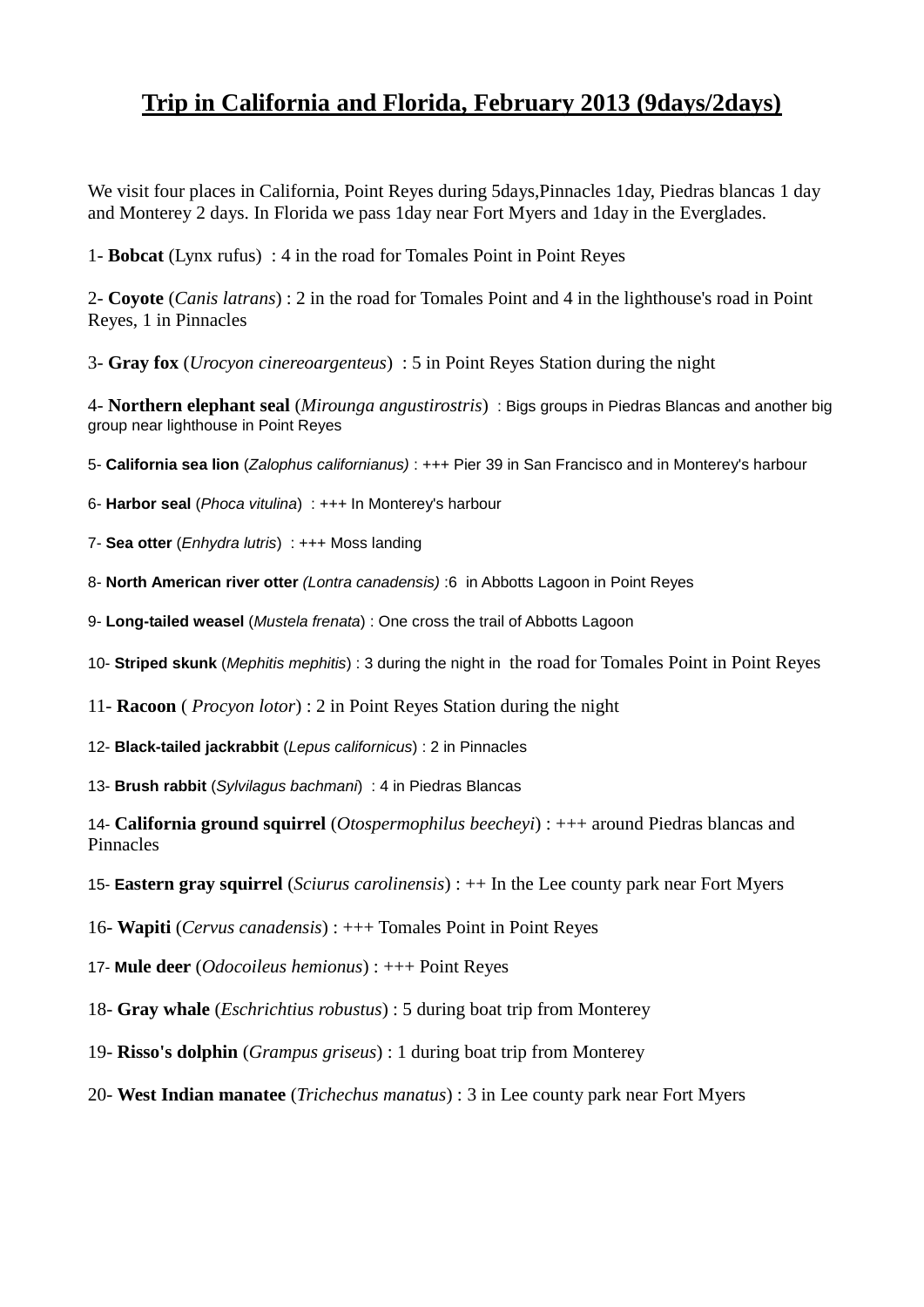# Trip in California and Florida, February 2013 (9days/2days)

We visit four places in California, Point Reyes during 5days,Pinnacles 1day, Piedras blancas 1 day and Monterey 2 days. In Florida we pass 1day near Fort Myers and 1day in the Everglades.

1- **Bobcat** (Lynx rufus) : 4 in the road for Tomales Point in Point Reyes

2- **Coyote** (*Canis latrans*) : 2 in the road for Tomales Point and 4 in the lighthouse's road in Point Reyes, 1 in Pinnacles

3- **Gray fox** (*Urocyon cinereoargenteus*) : 5 in Point Reyes Station during the night

4- **Northern elephant seal** (*Mirounga angustirostris*) : Bigs groups in Piedras Blancas and another big group near lighthouse in Point Reyes

5- **California sea lion** (*Zalophus californianus)* : +++ Pier 39 in San Francisco and in Monterey's harbour

6- **Harbor seal** (*Phoca vitulina*) : +++ In Monterey's harbour

7- **Sea otter** (*Enhydra lutris*) : +++ Moss landing

8- **North American river otter** *(Lontra canadensis)* :6 in Abbotts Lagoon in Point Reyes

9- **Long-tailed weasel** (*Mustela frenata*) : One cross the trail of Abbotts Lagoon

10- **Striped skunk** (*Mephitis mephitis*) : 3 during the night in the road for Tomales Point in Point Reyes

11- **Racoon** ( *Procyon lotor*) : 2 in Point Reyes Station during the night

12- **Black-tailed jackrabbit** (*Lepus californicus*) : 2 in Pinnacles

13- **Brush rabbit** (*Sylvilagus bachmani*) : 4 in Piedras Blancas

14- **California ground squirrel** (*Otospermophilus beecheyi*) : +++ around Piedras blancas and Pinnacles

15- **Eastern gray squirrel** (*Sciurus carolinensis*) : ++ In the Lee county park near Fort Myers

16- **Wapiti** (*Cervus canadensis*) : +++ Tomales Point in Point Reyes

17- **Mule deer** (*Odocoileus hemionus*) : +++ Point Reyes

18- **Gray whale** (*Eschrichtius robustus*) : 5 during boat trip from Monterey

19- **Risso's dolphin** (*Grampus griseus*) : 1 during boat trip from Monterey

20- **West Indian manatee** (*Trichechus manatus*) : 3 in Lee county park near Fort Myers